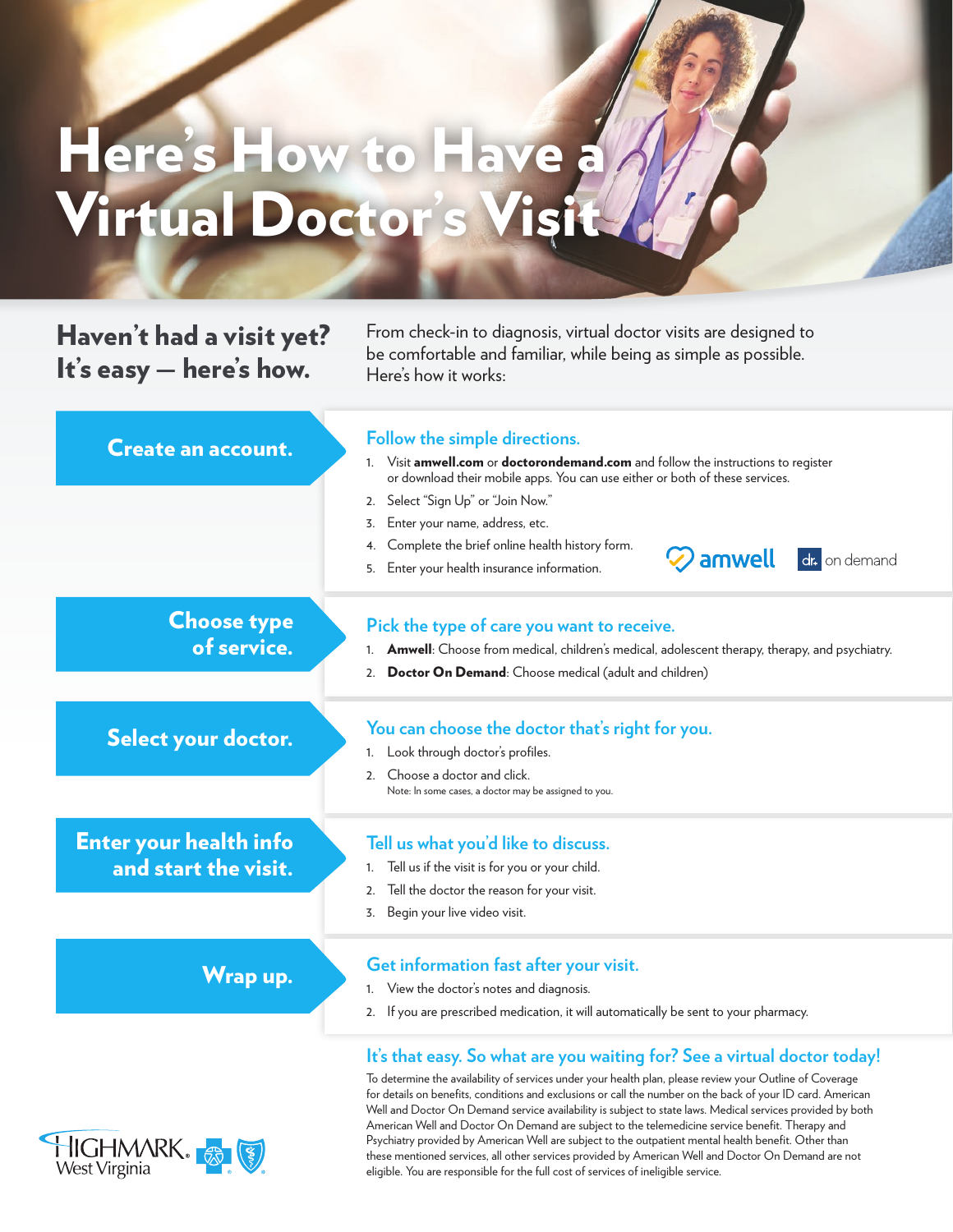# Here's How to Have a Virtual Doctor's Visit

## Haven't had a visit yet? It's easy — here's how.

From check-in to diagnosis, virtual doctor visits are designed to be comfortable and familiar, while being as simple as possible. Here's how it works:

### Create an account.

**Follow the simple directions.**

1. Visit **amwell.com** or **doctorondemand.com** and follow the instructions to register or download their mobile apps. You can use either or both of these services.
2. Select "Sign Up" or "Join Now."
3. Enter your name, address, etc.
4. Complete the brief online health history form.
5. Enter your health insurance information.

amwell | dr. on demand

### Choose type of service.

**Pick the type of care you want to receive.**

1. **Amwell**: Choose from medical, children's medical, adolescent therapy, therapy, and psychiatry.
2. **Doctor On Demand**: Choose medical (adult and children)

### Select your doctor.

**You can choose the doctor that's right for you.**

1. Look through doctor's profiles.
2. Choose a doctor and click.

Note: In some cases, a doctor may be assigned to you.

### Enter your health info and start the visit.

**Tell us what you'd like to discuss.**

1. Tell us if the visit is for you or your child.
2. Tell the doctor the reason for your visit.
3. Begin your live video visit.

### Wrap up.

**Get information fast after your visit.**

1. View the doctor's notes and diagnosis.
2. If you are prescribed medication, it will automatically be sent to your pharmacy.

**It's that easy. So what are you waiting for? See a virtual doctor today!**

To determine the availability of services under your health plan, please review your Outline of Coverage for details on benefits, conditions and exclusions or call the number on the back of your ID card. American Well and Doctor On Demand service availability is subject to state laws. Medical services provided by both American Well and Doctor On Demand are subject to the telemedicine service benefit. Therapy and Psychiatry provided by American Well are subject to the outpatient mental health benefit. Other than these mentioned services, all other services provided by American Well and Doctor On Demand are not eligible. You are responsible for the full cost of services of ineligible service.

HIGHMARK. West Virginia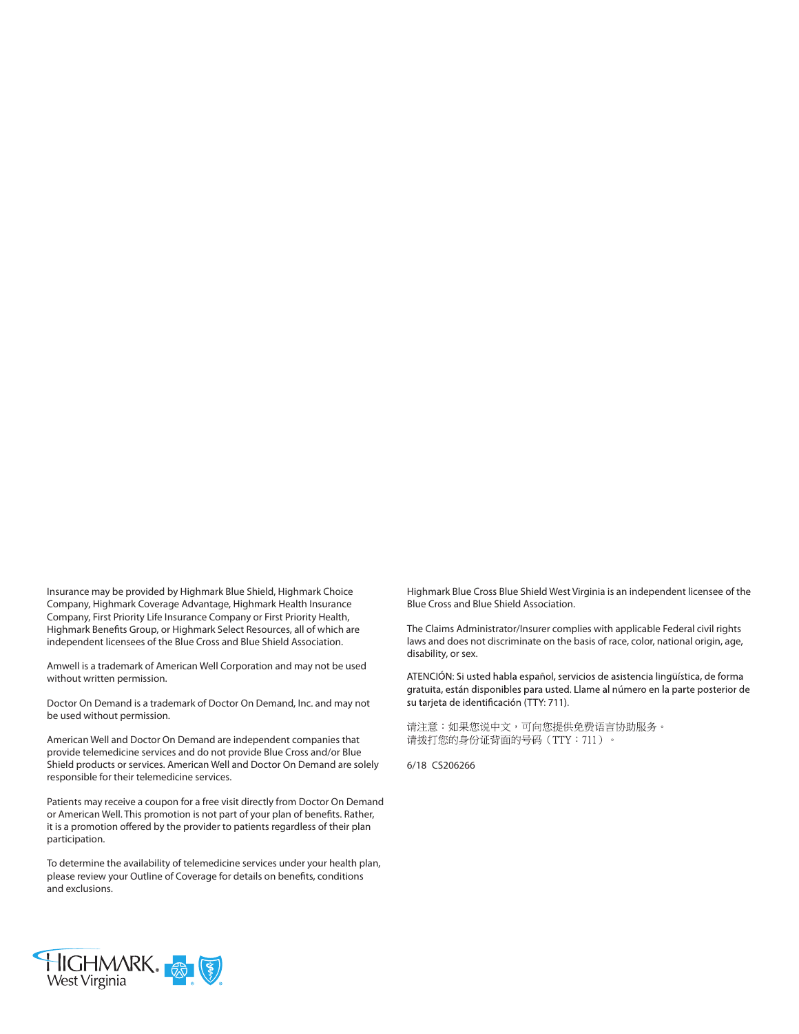Insurance may be provided by Highmark Blue Shield, Highmark Choice Company, Highmark Coverage Advantage, Highmark Health Insurance Company, First Priority Life Insurance Company or First Priority Health, Highmark Benefits Group, or Highmark Select Resources, all of which are independent licensees of the Blue Cross and Blue Shield Association.

Amwell is a trademark of American Well Corporation and may not be used without written permission.

Doctor On Demand is a trademark of Doctor On Demand, Inc. and may not be used without permission.

American Well and Doctor On Demand are independent companies that provide telemedicine services and do not provide Blue Cross and/or Blue Shield products or services. American Well and Doctor On Demand are solely responsible for their telemedicine services.

Patients may receive a coupon for a free visit directly from Doctor On Demand or American Well. This promotion is not part of your plan of benefits. Rather, it is a promotion offered by the provider to patients regardless of their plan participation.

To determine the availability of telemedicine services under your health plan, please review your Outline of Coverage for details on benefits, conditions and exclusions.

Highmark Blue Cross Blue Shield West Virginia is an independent licensee of the Blue Cross and Blue Shield Association.

The Claims Administrator/Insurer complies with applicable Federal civil rights laws and does not discriminate on the basis of race, color, national origin, age, disability, or sex.

ATENCIÓN: Si usted habla español, servicios de asistencia lingüística, de forma gratuita, están disponibles para usted. Llame al número en la parte posterior de su tarjeta de identificación (TTY: 711).

请注意：如果您说中文，可向您提供免费语言协助服务。
请拨打您的身份证背面的号码（TTY：711）。

6/18 CS206266

HIGHMARK West Virginia